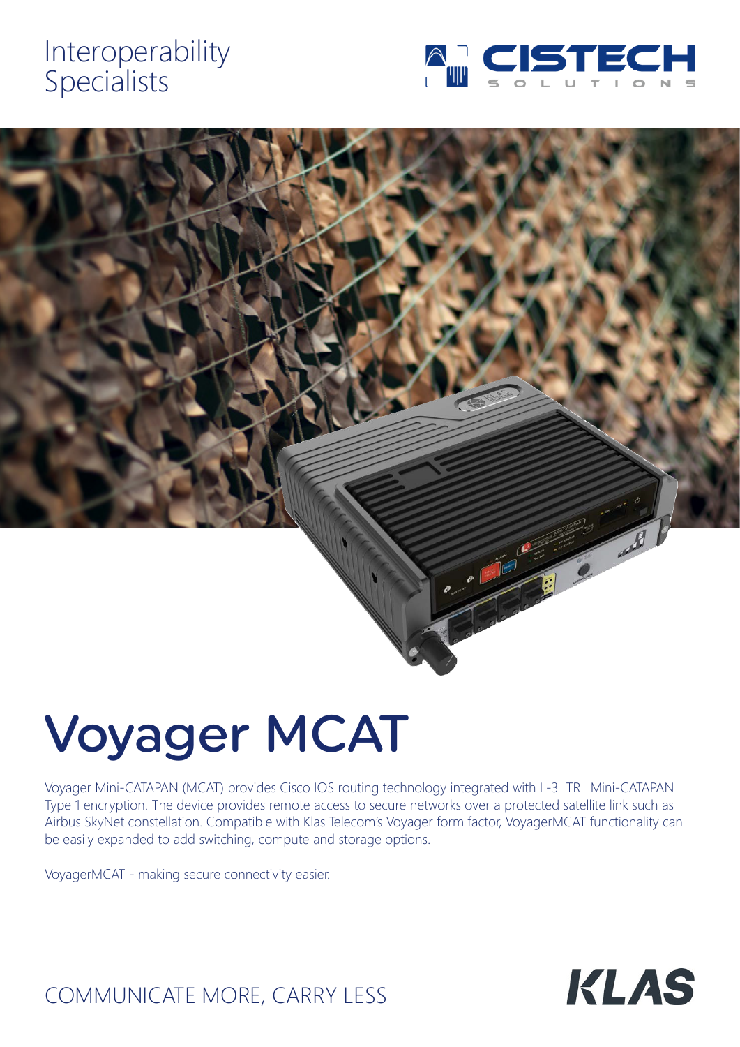Interoperability
Specialists

CISTECH SOLUTIONS

# Voyager MCAT

Voyager Mini-CATAPAN (MCAT) provides Cisco IOS routing technology integrated with L-3 TRL Mini-CATAPAN Type 1 encryption. The device provides remote access to secure networks over a protected satellite link such as Airbus SkyNet constellation. Compatible with Klas Telecom's Voyager form factor, VoyagerMCAT functionality can be easily expanded to add switching, compute and storage options.

VoyagerMCAT - making secure connectivity easier.

COMMUNICATE MORE, CARRY LESS

KLAS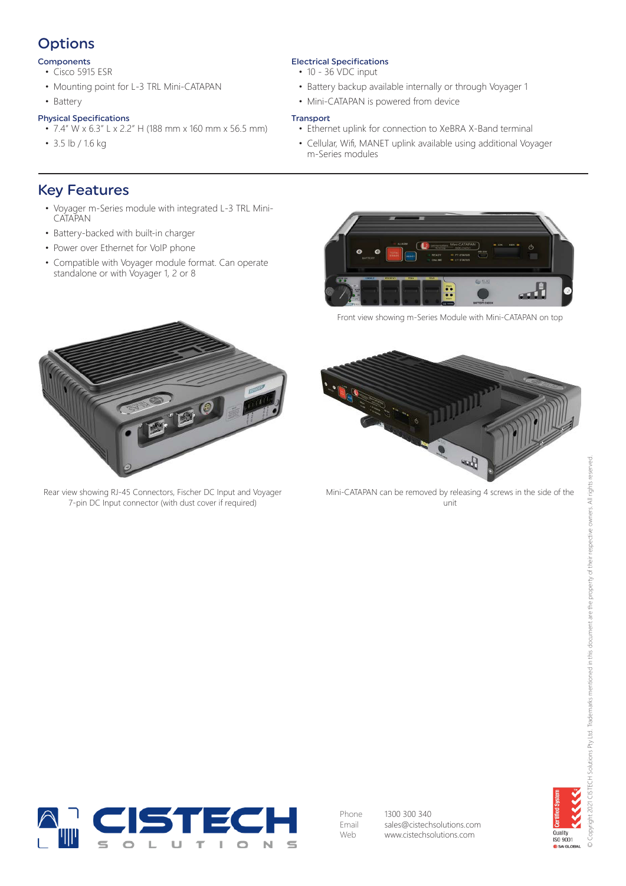## Options

### Components

- Cisco 5915 ESR
- Mounting point for L-3 TRL Mini-CATAPAN
- Battery

### Physical Specifications

- 7.4" W x 6.3" L x 2.2" H (188 mm x 160 mm x 56.5 mm)
- 3.5 lb / 1.6 kg

### Electrical Specifications

- 10 - 36 VDC input
- Battery backup available internally or through Voyager 1
- Mini-CATAPAN is powered from device

### Transport

- Ethernet uplink for connection to XeBRA X-Band terminal
- Cellular, Wifi, MANET uplink available using additional Voyager m-Series modules

## Key Features

- Voyager m-Series module with integrated L-3 TRL Mini-CATAPAN
- Battery-backed with built-in charger
- Power over Ethernet for VoIP phone
- Compatible with Voyager module format. Can operate standalone or with Voyager 1, 2 or 8

Front view showing m-Series Module with Mini-CATAPAN on top

Rear view showing RJ-45 Connectors, Fischer DC Input and Voyager 7-pin DC Input connector (with dust cover if required)

Mini-CATAPAN can be removed by releasing 4 screws in the side of the unit

CISTECH SOLUTIONS

Phone 1300 300 340
Email sales@cistechsolutions.com
Web www.cistechsolutions.com

Certified System Quality ISO 9001 SAI GLOBAL

© Copyright 2021 CISTECH Solutions Pty Ltd. Trademarks mentioned in this document are the property of their respective owners. All rights reserved.